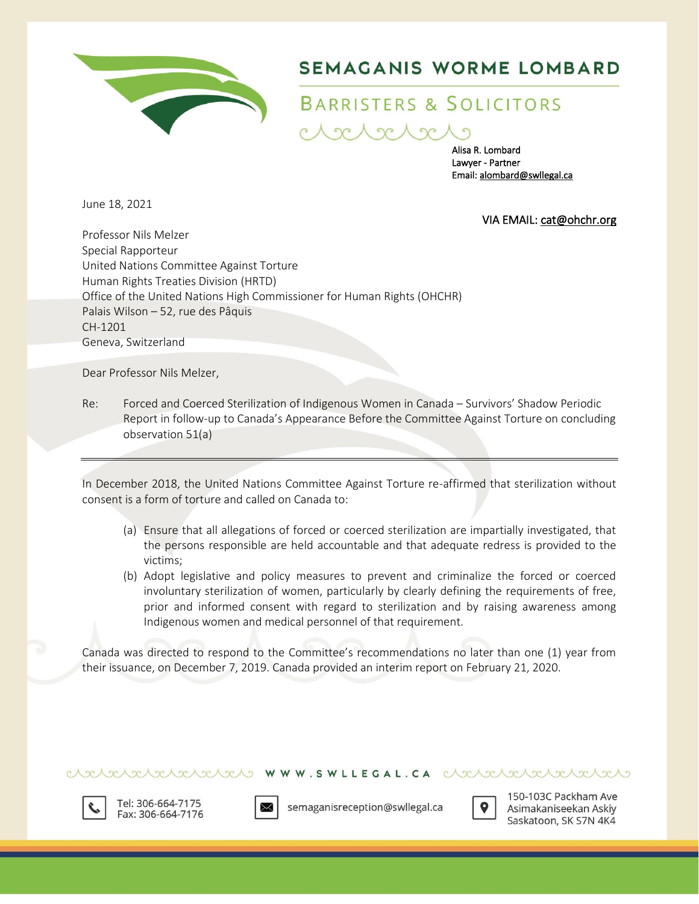# SEMAGANIS WORME LOMBARD

## BARRISTERS & SOLICITORS

Alisa R. Lombard
Lawyer - Partner
Email: alombard@swllegal.ca

June 18, 2021

VIA EMAIL: cat@ohchr.org

Professor Nils Melzer
Special Rapporteur
United Nations Committee Against Torture
Human Rights Treaties Division (HRTD)
Office of the United Nations High Commissioner for Human Rights (OHCHR)
Palais Wilson – 52, rue des Pâquis
CH-1201
Geneva, Switzerland

Dear Professor Nils Melzer,

Re: Forced and Coerced Sterilization of Indigenous Women in Canada – Survivors' Shadow Periodic Report in follow-up to Canada's Appearance Before the Committee Against Torture on concluding observation 51(a)

---

In December 2018, the United Nations Committee Against Torture re-affirmed that sterilization without consent is a form of torture and called on Canada to:

(a) Ensure that all allegations of forced or coerced sterilization are impartially investigated, that the persons responsible are held accountable and that adequate redress is provided to the victims;

(b) Adopt legislative and policy measures to prevent and criminalize the forced or coerced involuntary sterilization of women, particularly by clearly defining the requirements of free, prior and informed consent with regard to sterilization and by raising awareness among Indigenous women and medical personnel of that requirement.

Canada was directed to respond to the Committee's recommendations no later than one (1) year from their issuance, on December 7, 2019. Canada provided an interim report on February 21, 2020.

WWW.SWLLEGAL.CA

Tel: 306-664-7175
Fax: 306-664-7176

semaganisreception@swllegal.ca

150-103C Packham Ave
Asimakaniseekan Askiy
Saskatoon, SK S7N 4K4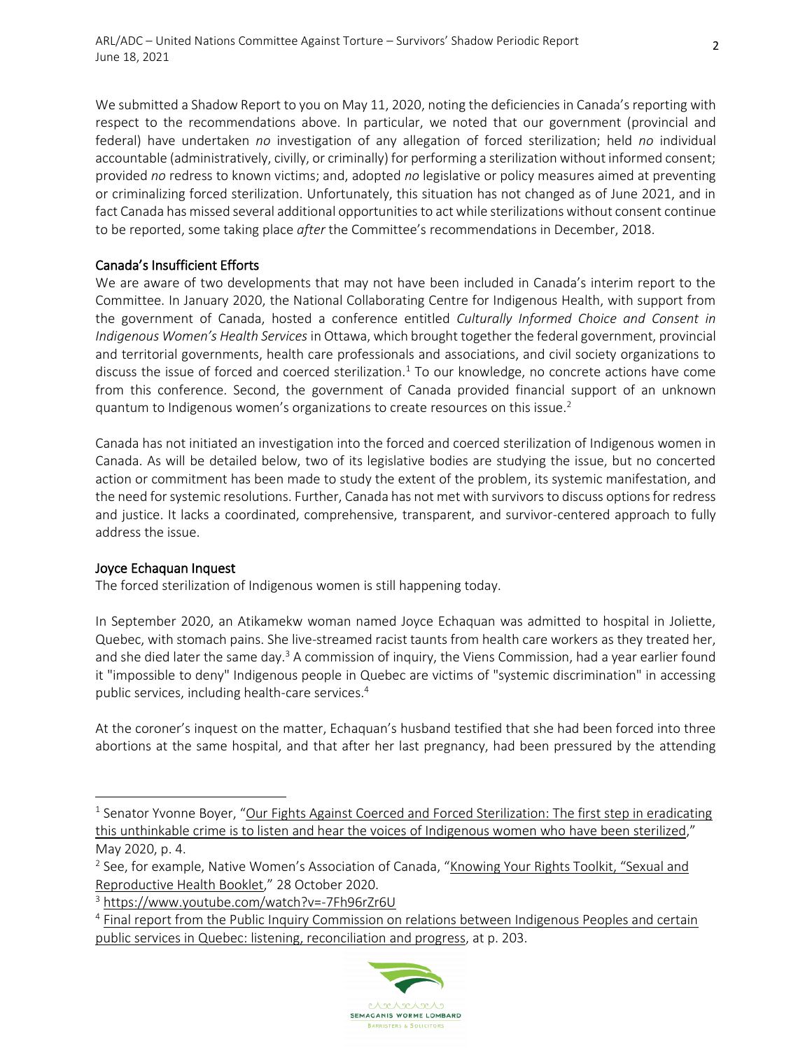We submitted a Shadow Report to you on May 11, 2020, noting the deficiencies in Canada's reporting with respect to the recommendations above. In particular, we noted that our government (provincial and federal) have undertaken *no* investigation of any allegation of forced sterilization; held *no* individual accountable (administratively, civilly, or criminally) for performing a sterilization without informed consent; provided *no* redress to known victims; and, adopted *no* legislative or policy measures aimed at preventing or criminalizing forced sterilization. Unfortunately, this situation has not changed as of June 2021, and in fact Canada has missed several additional opportunities to act while sterilizations without consent continue to be reported, some taking place *after* the Committee's recommendations in December, 2018.

## Canada's Insufficient Efforts

We are aware of two developments that may not have been included in Canada's interim report to the Committee. In January 2020, the National Collaborating Centre for Indigenous Health, with support from the government of Canada, hosted a conference entitled *Culturally Informed Choice and Consent in Indigenous Women's Health Services* in Ottawa, which brought together the federal government, provincial and territorial governments, health care professionals and associations, and civil society organizations to discuss the issue of forced and coerced sterilization.[1] To our knowledge, no concrete actions have come from this conference. Second, the government of Canada provided financial support of an unknown quantum to Indigenous women's organizations to create resources on this issue.[2]

Canada has not initiated an investigation into the forced and coerced sterilization of Indigenous women in Canada. As will be detailed below, two of its legislative bodies are studying the issue, but no concerted action or commitment has been made to study the extent of the problem, its systemic manifestation, and the need for systemic resolutions. Further, Canada has not met with survivors to discuss options for redress and justice. It lacks a coordinated, comprehensive, transparent, and survivor-centered approach to fully address the issue.

## Joyce Echaquan Inquest

The forced sterilization of Indigenous women is still happening today.

In September 2020, an Atikamekw woman named Joyce Echaquan was admitted to hospital in Joliette, Quebec, with stomach pains. She live-streamed racist taunts from health care workers as they treated her, and she died later the same day.[3] A commission of inquiry, the Viens Commission, had a year earlier found it "impossible to deny" Indigenous people in Quebec are victims of "systemic discrimination" in accessing public services, including health-care services.[4]

At the coroner's inquest on the matter, Echaquan's husband testified that she had been forced into three abortions at the same hospital, and that after her last pregnancy, had been pressured by the attending

---

[1] Senator Yvonne Boyer, "Our Fights Against Coerced and Forced Sterilization: The first step in eradicating this unthinkable crime is to listen and hear the voices of Indigenous women who have been sterilized," May 2020, p. 4.

[2] See, for example, Native Women's Association of Canada, "Knowing Your Rights Toolkit, "Sexual and Reproductive Health Booklet," 28 October 2020.

[3] https://www.youtube.com/watch?v=-7Fh96rZr6U

[4] Final report from the Public Inquiry Commission on relations between Indigenous Peoples and certain public services in Quebec: listening, reconciliation and progress, at p. 203.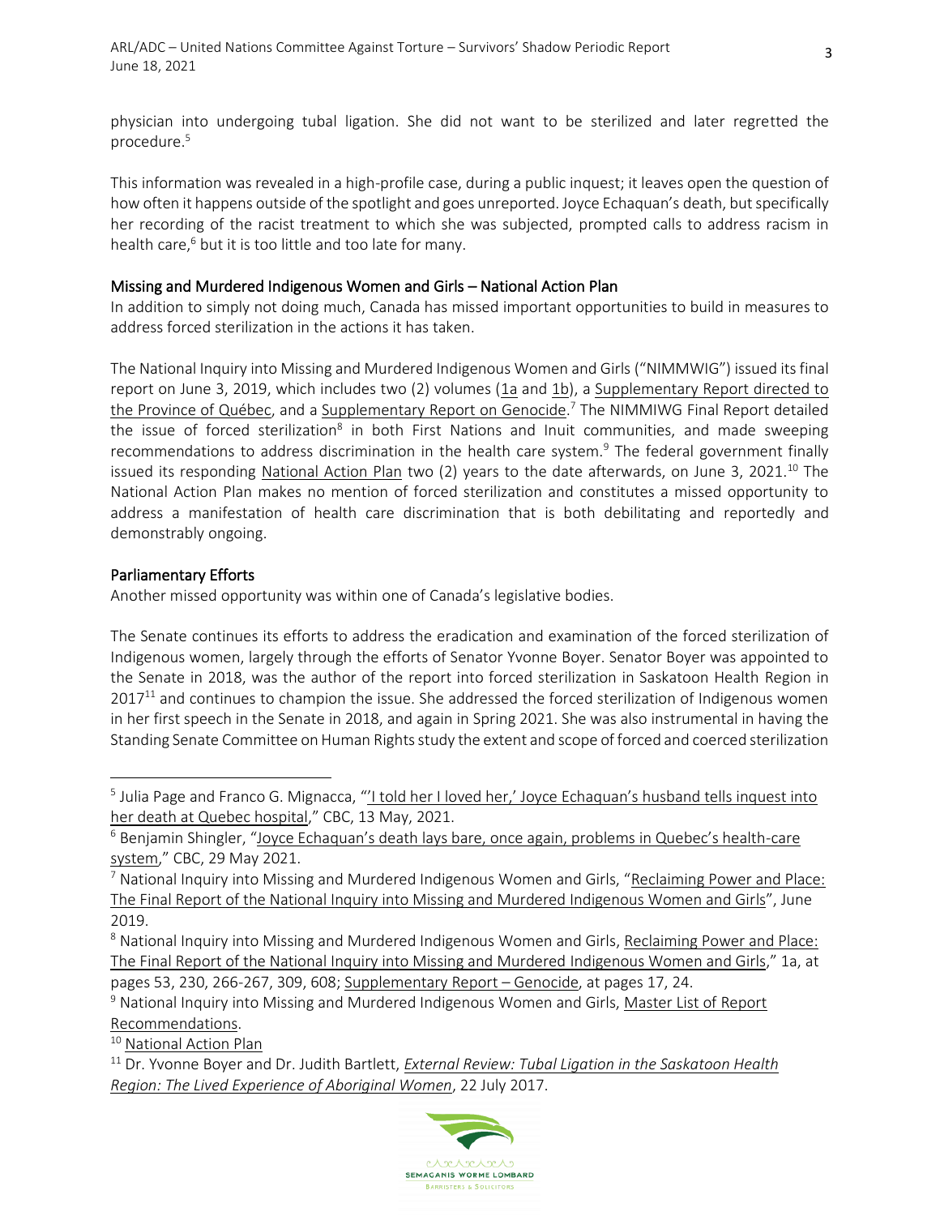physician into undergoing tubal ligation. She did not want to be sterilized and later regretted the procedure.[5]

This information was revealed in a high-profile case, during a public inquest; it leaves open the question of how often it happens outside of the spotlight and goes unreported. Joyce Echaquan's death, but specifically her recording of the racist treatment to which she was subjected, prompted calls to address racism in health care,[6] but it is too little and too late for many.

## Missing and Murdered Indigenous Women and Girls – National Action Plan

In addition to simply not doing much, Canada has missed important opportunities to build in measures to address forced sterilization in the actions it has taken.

The National Inquiry into Missing and Murdered Indigenous Women and Girls ("NIMMWIG") issued its final report on June 3, 2019, which includes two (2) volumes (1a and 1b), a Supplementary Report directed to the Province of Québec, and a Supplementary Report on Genocide.[7] The NIMMIWG Final Report detailed the issue of forced sterilization[8] in both First Nations and Inuit communities, and made sweeping recommendations to address discrimination in the health care system.[9] The federal government finally issued its responding National Action Plan two (2) years to the date afterwards, on June 3, 2021.[10] The National Action Plan makes no mention of forced sterilization and constitutes a missed opportunity to address a manifestation of health care discrimination that is both debilitating and reportedly and demonstrably ongoing.

## Parliamentary Efforts

Another missed opportunity was within one of Canada's legislative bodies.

The Senate continues its efforts to address the eradication and examination of the forced sterilization of Indigenous women, largely through the efforts of Senator Yvonne Boyer. Senator Boyer was appointed to the Senate in 2018, was the author of the report into forced sterilization in Saskatoon Health Region in 2017[11] and continues to champion the issue. She addressed the forced sterilization of Indigenous women in her first speech in the Senate in 2018, and again in Spring 2021. She was also instrumental in having the Standing Senate Committee on Human Rights study the extent and scope of forced and coerced sterilization

---

[5] Julia Page and Franco G. Mignacca, "'I told her I loved her,' Joyce Echaquan's husband tells inquest into her death at Quebec hospital," CBC, 13 May, 2021.

[6] Benjamin Shingler, "Joyce Echaquan's death lays bare, once again, problems in Quebec's health-care system," CBC, 29 May 2021.

[7] National Inquiry into Missing and Murdered Indigenous Women and Girls, "Reclaiming Power and Place: The Final Report of the National Inquiry into Missing and Murdered Indigenous Women and Girls", June 2019.

[8] National Inquiry into Missing and Murdered Indigenous Women and Girls, Reclaiming Power and Place: The Final Report of the National Inquiry into Missing and Murdered Indigenous Women and Girls," 1a, at pages 53, 230, 266-267, 309, 608; Supplementary Report – Genocide, at pages 17, 24.

[9] National Inquiry into Missing and Murdered Indigenous Women and Girls, Master List of Report Recommendations.

[10] National Action Plan

[11] Dr. Yvonne Boyer and Dr. Judith Bartlett, *External Review: Tubal Ligation in the Saskatoon Health Region: The Lived Experience of Aboriginal Women*, 22 July 2017.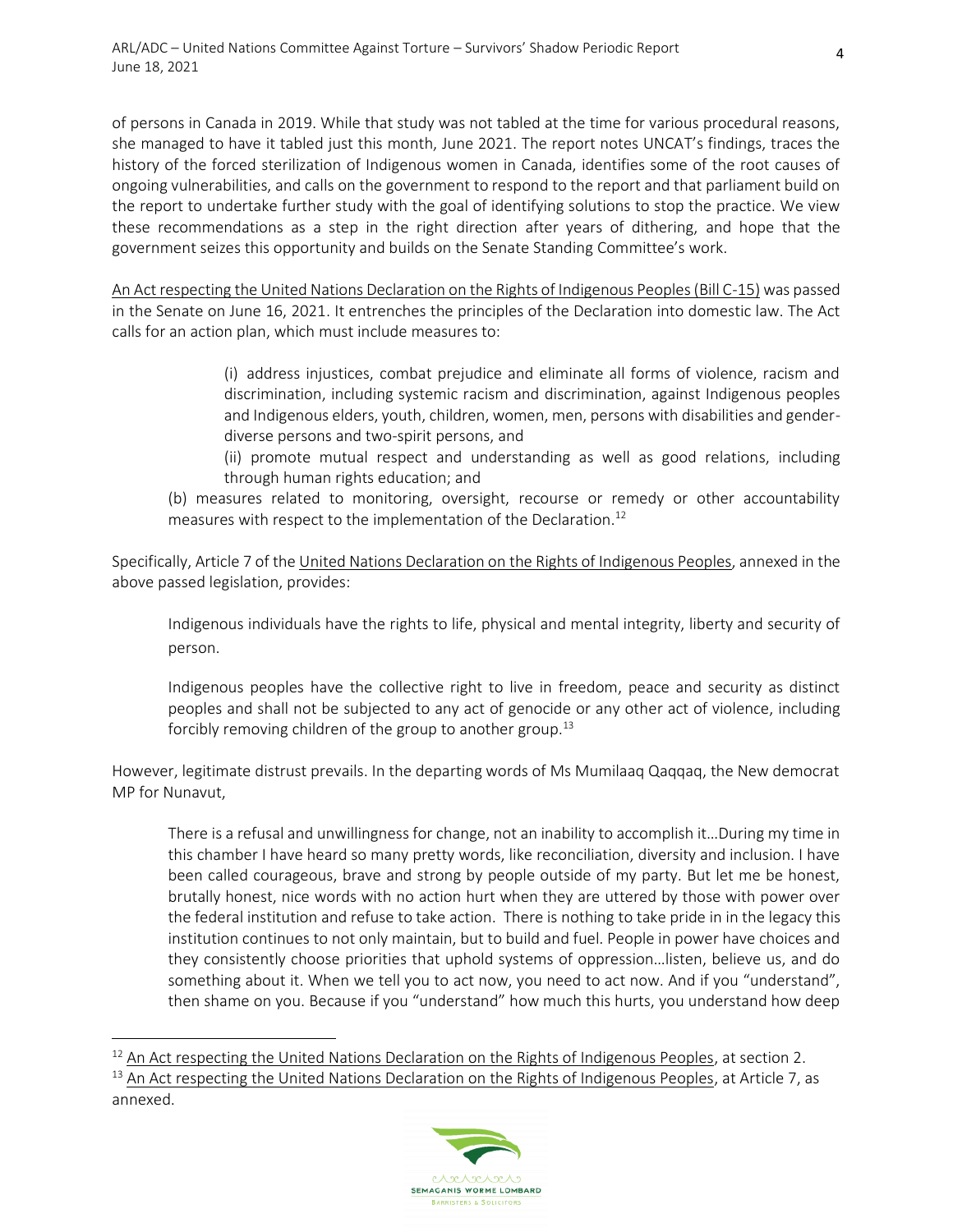of persons in Canada in 2019. While that study was not tabled at the time for various procedural reasons, she managed to have it tabled just this month, June 2021. The report notes UNCAT's findings, traces the history of the forced sterilization of Indigenous women in Canada, identifies some of the root causes of ongoing vulnerabilities, and calls on the government to respond to the report and that parliament build on the report to undertake further study with the goal of identifying solutions to stop the practice. We view these recommendations as a step in the right direction after years of dithering, and hope that the government seizes this opportunity and builds on the Senate Standing Committee's work.

An Act respecting the United Nations Declaration on the Rights of Indigenous Peoples (Bill C-15) was passed in the Senate on June 16, 2021. It entrenches the principles of the Declaration into domestic law. The Act calls for an action plan, which must include measures to:

> (i) address injustices, combat prejudice and eliminate all forms of violence, racism and discrimination, including systemic racism and discrimination, against Indigenous peoples and Indigenous elders, youth, children, women, men, persons with disabilities and gender-diverse persons and two-spirit persons, and
>
> (ii) promote mutual respect and understanding as well as good relations, including through human rights education; and
>
> (b) measures related to monitoring, oversight, recourse or remedy or other accountability measures with respect to the implementation of the Declaration.[12]

Specifically, Article 7 of the United Nations Declaration on the Rights of Indigenous Peoples, annexed in the above passed legislation, provides:

> Indigenous individuals have the rights to life, physical and mental integrity, liberty and security of person.
>
> Indigenous peoples have the collective right to live in freedom, peace and security as distinct peoples and shall not be subjected to any act of genocide or any other act of violence, including forcibly removing children of the group to another group.[13]

However, legitimate distrust prevails. In the departing words of Ms Mumilaaq Qaqqaq, the New democrat MP for Nunavut,

> There is a refusal and unwillingness for change, not an inability to accomplish it…During my time in this chamber I have heard so many pretty words, like reconciliation, diversity and inclusion. I have been called courageous, brave and strong by people outside of my party. But let me be honest, brutally honest, nice words with no action hurt when they are uttered by those with power over the federal institution and refuse to take action. There is nothing to take pride in in the legacy this institution continues to not only maintain, but to build and fuel. People in power have choices and they consistently choose priorities that uphold systems of oppression…listen, believe us, and do something about it. When we tell you to act now, you need to act now. And if you "understand", then shame on you. Because if you "understand" how much this hurts, you understand how deep

---

[12] An Act respecting the United Nations Declaration on the Rights of Indigenous Peoples, at section 2.

[13] An Act respecting the United Nations Declaration on the Rights of Indigenous Peoples, at Article 7, as annexed.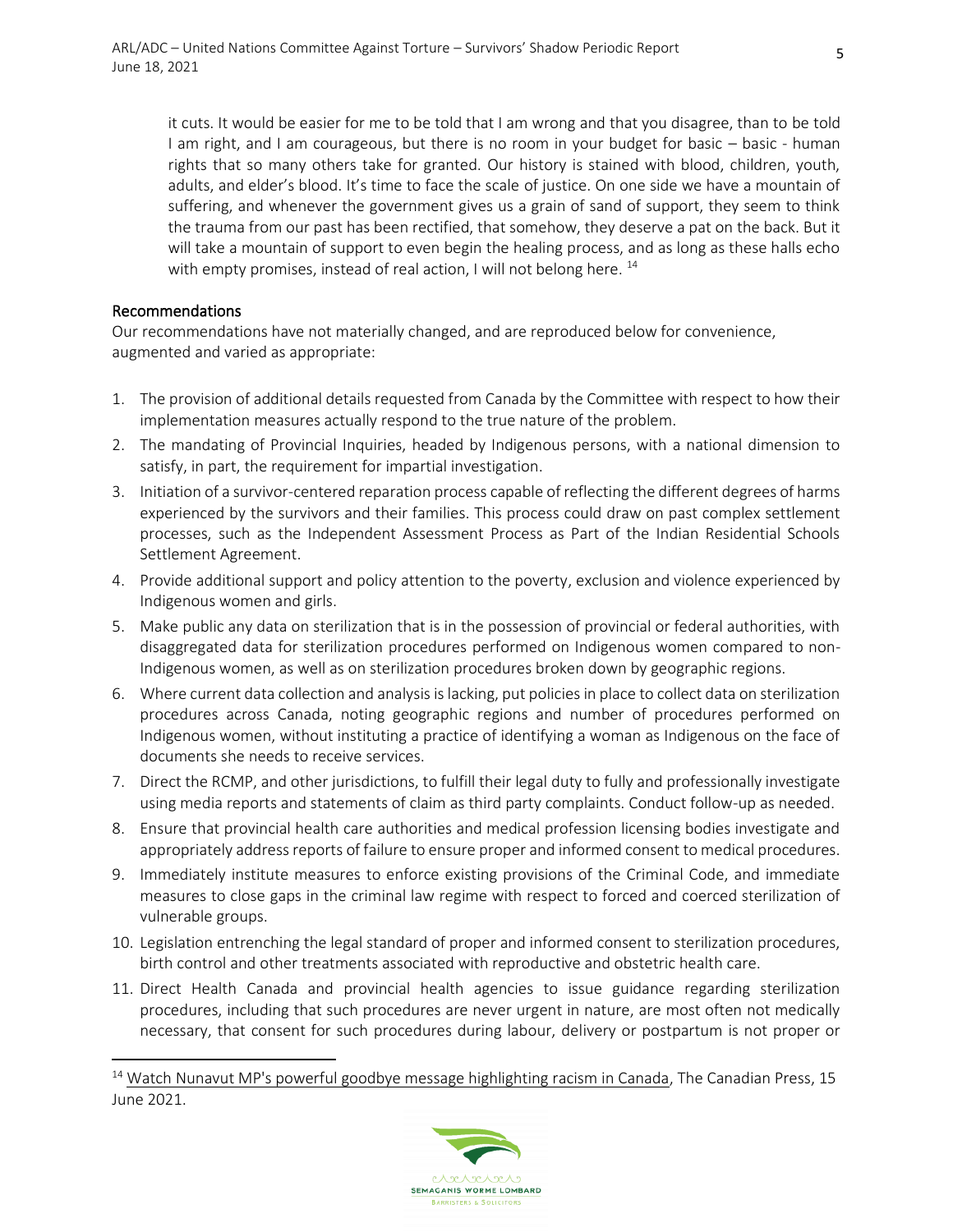it cuts. It would be easier for me to be told that I am wrong and that you disagree, than to be told I am right, and I am courageous, but there is no room in your budget for basic – basic - human rights that so many others take for granted. Our history is stained with blood, children, youth, adults, and elder's blood. It's time to face the scale of justice. On one side we have a mountain of suffering, and whenever the government gives us a grain of sand of support, they seem to think the trauma from our past has been rectified, that somehow, they deserve a pat on the back. But it will take a mountain of support to even begin the healing process, and as long as these halls echo with empty promises, instead of real action, I will not belong here. [14]

## Recommendations

Our recommendations have not materially changed, and are reproduced below for convenience, augmented and varied as appropriate:

1. The provision of additional details requested from Canada by the Committee with respect to how their implementation measures actually respond to the true nature of the problem.
2. The mandating of Provincial Inquiries, headed by Indigenous persons, with a national dimension to satisfy, in part, the requirement for impartial investigation.
3. Initiation of a survivor-centered reparation process capable of reflecting the different degrees of harms experienced by the survivors and their families. This process could draw on past complex settlement processes, such as the Independent Assessment Process as Part of the Indian Residential Schools Settlement Agreement.
4. Provide additional support and policy attention to the poverty, exclusion and violence experienced by Indigenous women and girls.
5. Make public any data on sterilization that is in the possession of provincial or federal authorities, with disaggregated data for sterilization procedures performed on Indigenous women compared to non-Indigenous women, as well as on sterilization procedures broken down by geographic regions.
6. Where current data collection and analysis is lacking, put policies in place to collect data on sterilization procedures across Canada, noting geographic regions and number of procedures performed on Indigenous women, without instituting a practice of identifying a woman as Indigenous on the face of documents she needs to receive services.
7. Direct the RCMP, and other jurisdictions, to fulfill their legal duty to fully and professionally investigate using media reports and statements of claim as third party complaints. Conduct follow-up as needed.
8. Ensure that provincial health care authorities and medical profession licensing bodies investigate and appropriately address reports of failure to ensure proper and informed consent to medical procedures.
9. Immediately institute measures to enforce existing provisions of the Criminal Code, and immediate measures to close gaps in the criminal law regime with respect to forced and coerced sterilization of vulnerable groups.
10. Legislation entrenching the legal standard of proper and informed consent to sterilization procedures, birth control and other treatments associated with reproductive and obstetric health care.
11. Direct Health Canada and provincial health agencies to issue guidance regarding sterilization procedures, including that such procedures are never urgent in nature, are most often not medically necessary, that consent for such procedures during labour, delivery or postpartum is not proper or

---

[14] Watch Nunavut MP's powerful goodbye message highlighting racism in Canada, The Canadian Press, 15 June 2021.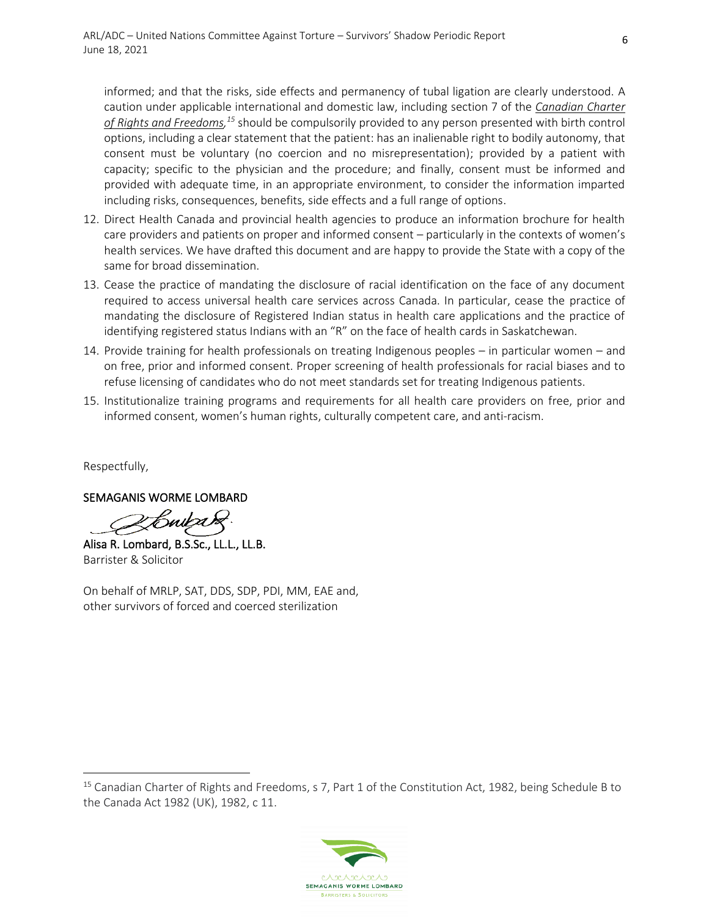informed; and that the risks, side effects and permanency of tubal ligation are clearly understood. A caution under applicable international and domestic law, including section 7 of the *Canadian Charter of Rights and Freedoms*,[15] should be compulsorily provided to any person presented with birth control options, including a clear statement that the patient: has an inalienable right to bodily autonomy, that consent must be voluntary (no coercion and no misrepresentation); provided by a patient with capacity; specific to the physician and the procedure; and finally, consent must be informed and provided with adequate time, in an appropriate environment, to consider the information imparted including risks, consequences, benefits, side effects and a full range of options.

12. Direct Health Canada and provincial health agencies to produce an information brochure for health care providers and patients on proper and informed consent – particularly in the contexts of women's health services. We have drafted this document and are happy to provide the State with a copy of the same for broad dissemination.
13. Cease the practice of mandating the disclosure of racial identification on the face of any document required to access universal health care services across Canada. In particular, cease the practice of mandating the disclosure of Registered Indian status in health care applications and the practice of identifying registered status Indians with an "R" on the face of health cards in Saskatchewan.
14. Provide training for health professionals on treating Indigenous peoples – in particular women – and on free, prior and informed consent. Proper screening of health professionals for racial biases and to refuse licensing of candidates who do not meet standards set for treating Indigenous patients.
15. Institutionalize training programs and requirements for all health care providers on free, prior and informed consent, women's human rights, culturally competent care, and anti-racism.

Respectfully,

SEMAGANIS WORME LOMBARD

Alisa R. Lombard, B.S.Sc., LL.L., LL.B.
Barrister & Solicitor

On behalf of MRLP, SAT, DDS, SDP, PDI, MM, EAE and,
other survivors of forced and coerced sterilization

[15] Canadian Charter of Rights and Freedoms, s 7, Part 1 of the Constitution Act, 1982, being Schedule B to the Canada Act 1982 (UK), 1982, c 11.

SEMAGANIS WORME LOMBARD
BARRISTERS & SOLICITORS